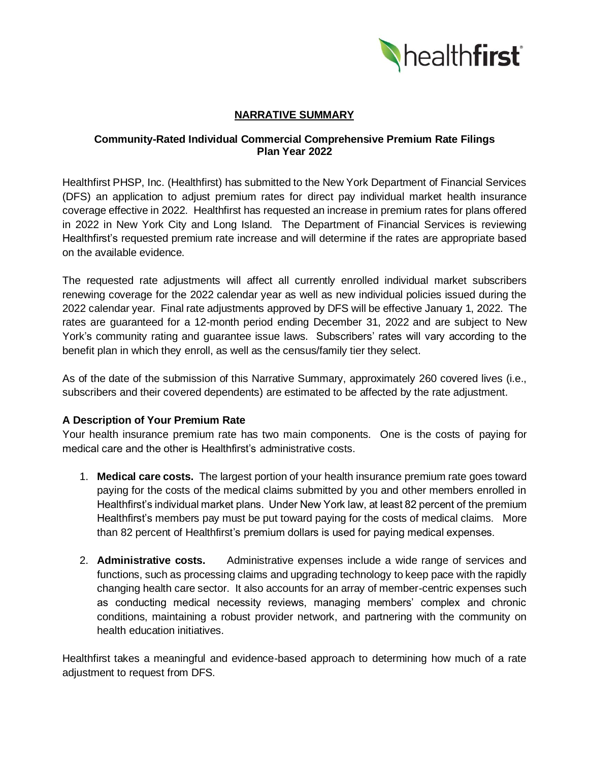## NARRATIVE SUMMARY

### Community-Rated Individual Commercial Comprehensive Premium Rate Filings Plan Year 2022

Healthfirst PHSP, Inc. (Healthfirst) has submitted to the New York Department of Financial Services (DFS) an application to adjust premium rates for direct pay individual market health insurance coverage effective in 2022. Healthfirst has requested an increase in premium rates for plans offered in 2022 in New York City and Long Island. The Department of Financial Services is reviewing Healthfirst's requested premium rate increase and will determine if the rates are appropriate based on the available evidence.

The requested rate adjustments will affect all currently enrolled individual market subscribers renewing coverage for the 2022 calendar year as well as new individual policies issued during the 2022 calendar year. Final rate adjustments approved by DFS will be effective January 1, 2022. The rates are guaranteed for a 12-month period ending December 31, 2022 and are subject to New York's community rating and guarantee issue laws. Subscribers' rates will vary according to the benefit plan in which they enroll, as well as the census/family tier they select.

As of the date of the submission of this Narrative Summary, approximately 260 covered lives (i.e., subscribers and their covered dependents) are estimated to be affected by the rate adjustment.

### A Description of Your Premium Rate

Your health insurance premium rate has two main components. One is the costs of paying for medical care and the other is Healthfirst's administrative costs.

1. **Medical care costs.** The largest portion of your health insurance premium rate goes toward paying for the costs of the medical claims submitted by you and other members enrolled in Healthfirst's individual market plans. Under New York law, at least 82 percent of the premium Healthfirst's members pay must be put toward paying for the costs of medical claims. More than 82 percent of Healthfirst's premium dollars is used for paying medical expenses.

2. **Administrative costs.** Administrative expenses include a wide range of services and functions, such as processing claims and upgrading technology to keep pace with the rapidly changing health care sector. It also accounts for an array of member-centric expenses such as conducting medical necessity reviews, managing members' complex and chronic conditions, maintaining a robust provider network, and partnering with the community on health education initiatives.

Healthfirst takes a meaningful and evidence-based approach to determining how much of a rate adjustment to request from DFS.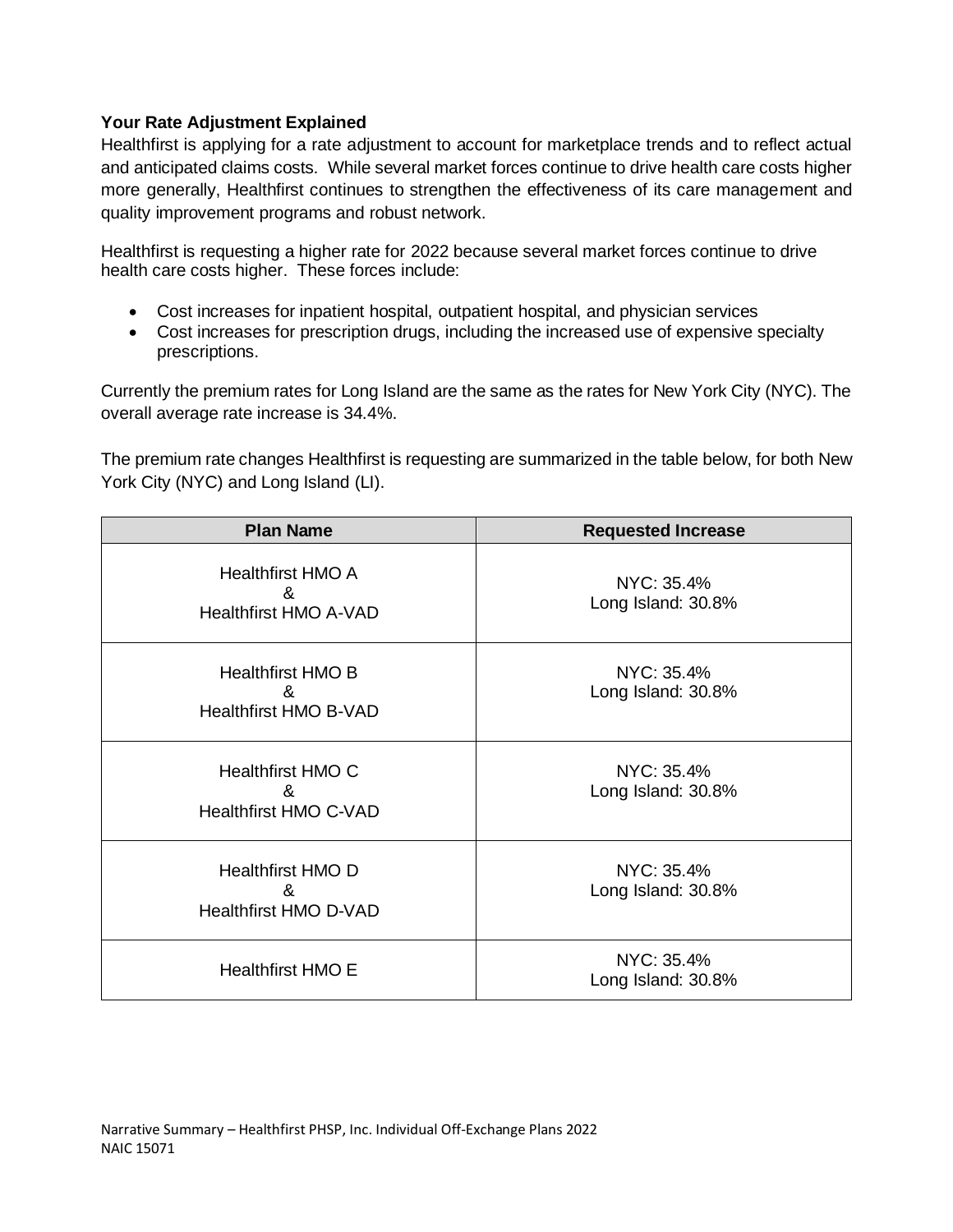**Your Rate Adjustment Explained**

Healthfirst is applying for a rate adjustment to account for marketplace trends and to reflect actual and anticipated claims costs. While several market forces continue to drive health care costs higher more generally, Healthfirst continues to strengthen the effectiveness of its care management and quality improvement programs and robust network.

Healthfirst is requesting a higher rate for 2022 because several market forces continue to drive health care costs higher. These forces include:

- Cost increases for inpatient hospital, outpatient hospital, and physician services
- Cost increases for prescription drugs, including the increased use of expensive specialty prescriptions.

Currently the premium rates for Long Island are the same as the rates for New York City (NYC). The overall average rate increase is 34.4%.

The premium rate changes Healthfirst is requesting are summarized in the table below, for both New York City (NYC) and Long Island (LI).

| Plan Name | Requested Increase |
|---|---|
| Healthfirst HMO A & Healthfirst HMO A-VAD | NYC: 35.4% Long Island: 30.8% |
| Healthfirst HMO B & Healthfirst HMO B-VAD | NYC: 35.4% Long Island: 30.8% |
| Healthfirst HMO C & Healthfirst HMO C-VAD | NYC: 35.4% Long Island: 30.8% |
| Healthfirst HMO D & Healthfirst HMO D-VAD | NYC: 35.4% Long Island: 30.8% |
| Healthfirst HMO E | NYC: 35.4% Long Island: 30.8% |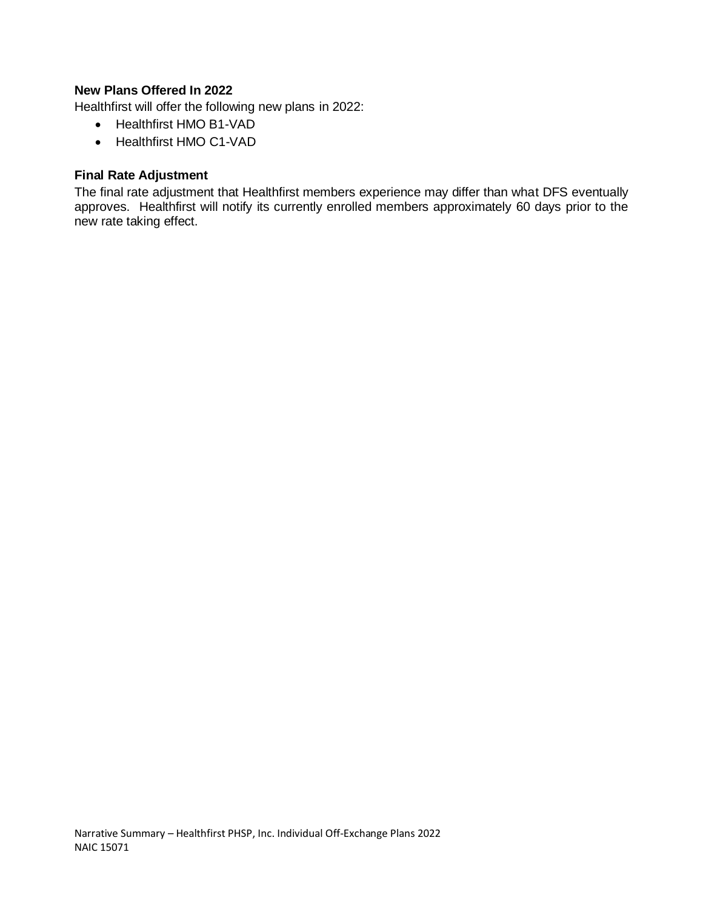**New Plans Offered In 2022**

Healthfirst will offer the following new plans in 2022:

- Healthfirst HMO B1-VAD
- Healthfirst HMO C1-VAD

**Final Rate Adjustment**

The final rate adjustment that Healthfirst members experience may differ than what DFS eventually approves. Healthfirst will notify its currently enrolled members approximately 60 days prior to the new rate taking effect.